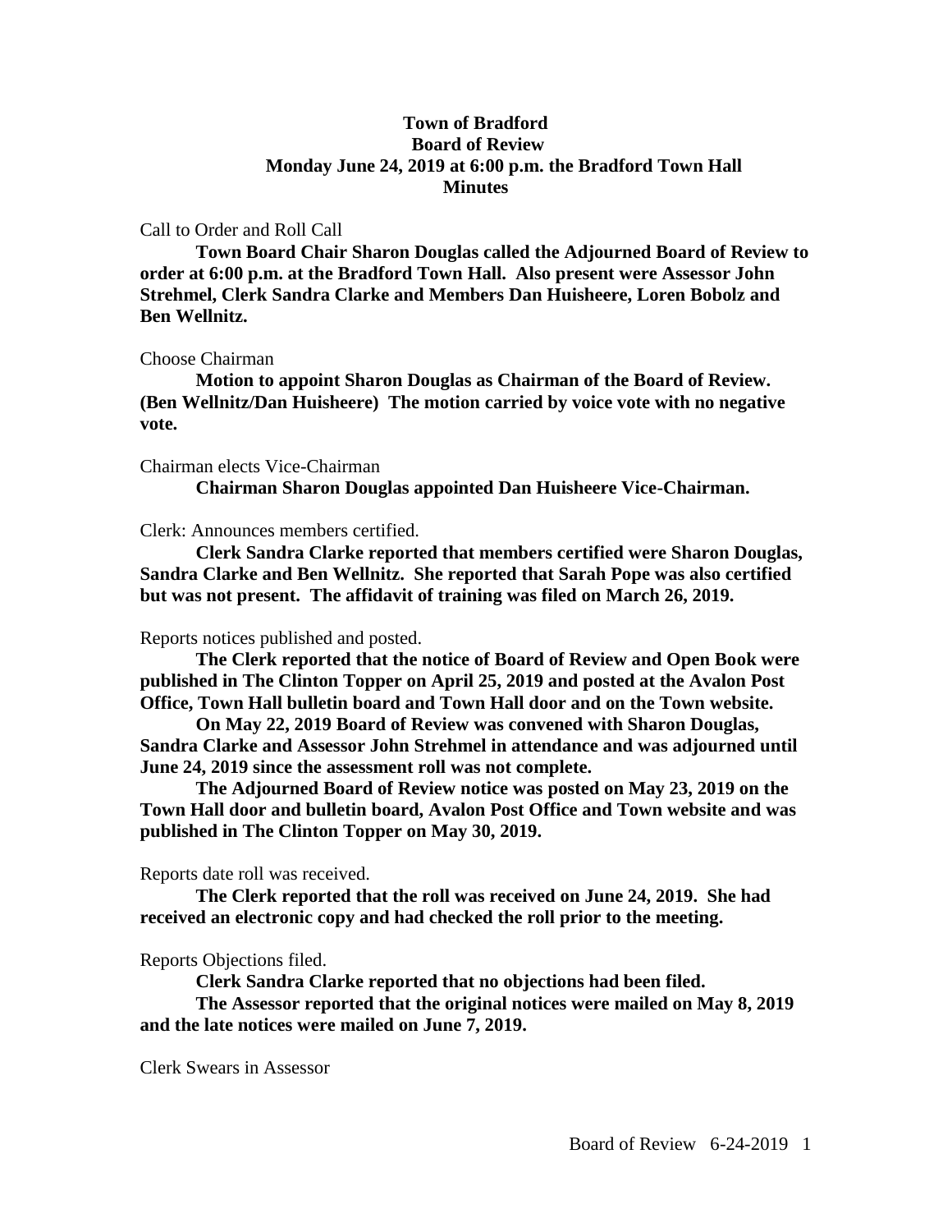# Town of Bradford
## Board of Review
## Monday June 24, 2019 at 6:00 p.m. the Bradford Town Hall
## Minutes

Call to Order and Roll Call

**Town Board Chair Sharon Douglas called the Adjourned Board of Review to order at 6:00 p.m. at the Bradford Town Hall. Also present were Assessor John Strehmel, Clerk Sandra Clarke and Members Dan Huisheere, Loren Bobolz and Ben Wellnitz.**

Choose Chairman

**Motion to appoint Sharon Douglas as Chairman of the Board of Review. (Ben Wellnitz/Dan Huisheere) The motion carried by voice vote with no negative vote.**

Chairman elects Vice-Chairman

**Chairman Sharon Douglas appointed Dan Huisheere Vice-Chairman.**

Clerk: Announces members certified.

**Clerk Sandra Clarke reported that members certified were Sharon Douglas, Sandra Clarke and Ben Wellnitz. She reported that Sarah Pope was also certified but was not present. The affidavit of training was filed on March 26, 2019.**

Reports notices published and posted.

**The Clerk reported that the notice of Board of Review and Open Book were published in The Clinton Topper on April 25, 2019 and posted at the Avalon Post Office, Town Hall bulletin board and Town Hall door and on the Town website.**

**On May 22, 2019 Board of Review was convened with Sharon Douglas, Sandra Clarke and Assessor John Strehmel in attendance and was adjourned until June 24, 2019 since the assessment roll was not complete.**

**The Adjourned Board of Review notice was posted on May 23, 2019 on the Town Hall door and bulletin board, Avalon Post Office and Town website and was published in The Clinton Topper on May 30, 2019.**

Reports date roll was received.

**The Clerk reported that the roll was received on June 24, 2019. She had received an electronic copy and had checked the roll prior to the meeting.**

Reports Objections filed.

**Clerk Sandra Clarke reported that no objections had been filed.**

**The Assessor reported that the original notices were mailed on May 8, 2019 and the late notices were mailed on June 7, 2019.**

Clerk Swears in Assessor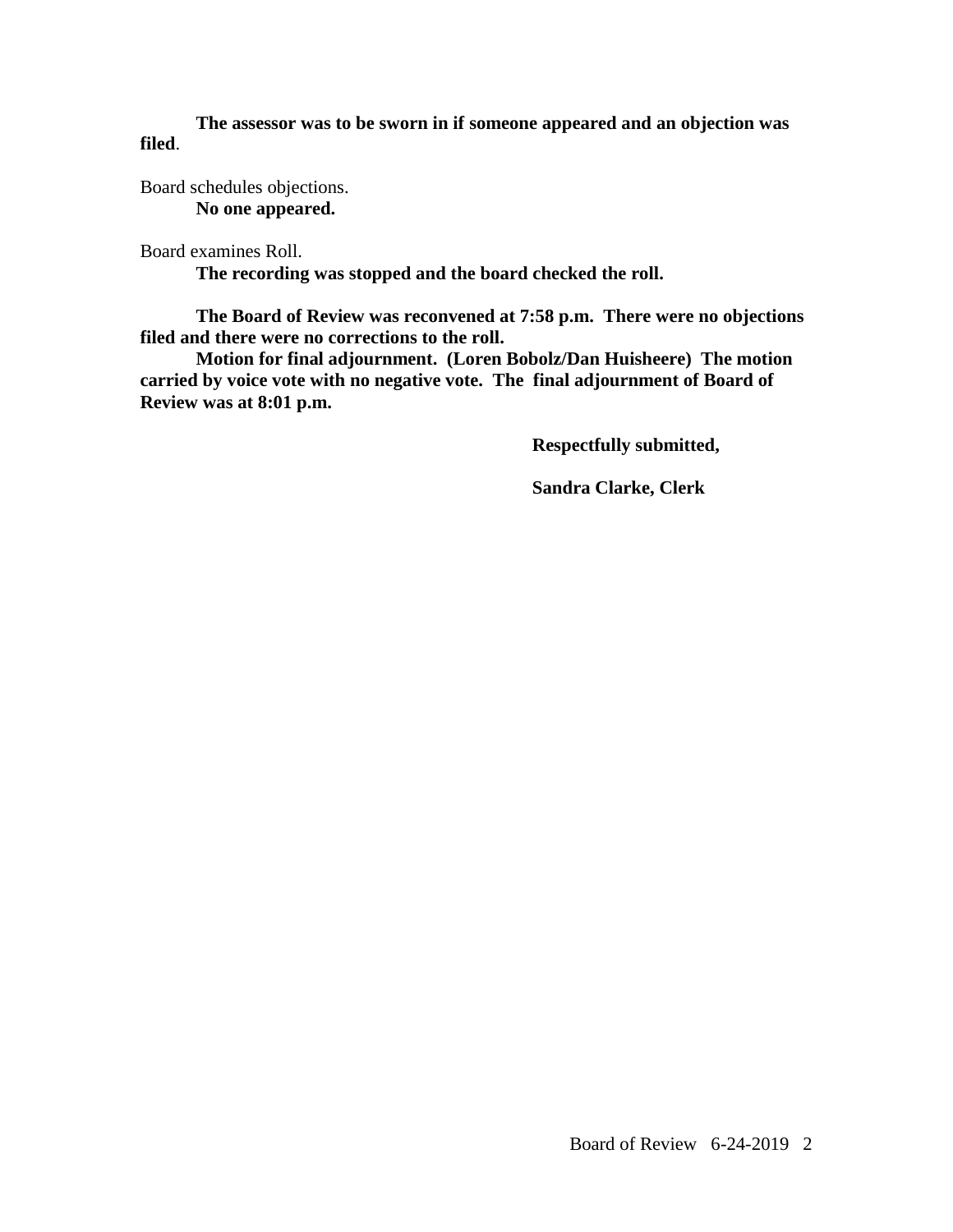**The assessor was to be sworn in if someone appeared and an objection was filed**.

Board schedules objections.

**No one appeared.**

Board examines Roll.

**The recording was stopped and the board checked the roll.**

**The Board of Review was reconvened at 7:58 p.m. There were no objections filed and there were no corrections to the roll.**

**Motion for final adjournment. (Loren Bobolz/Dan Huisheere) The motion carried by voice vote with no negative vote. The final adjournment of Board of Review was at 8:01 p.m.**

**Respectfully submitted,**

**Sandra Clarke, Clerk**